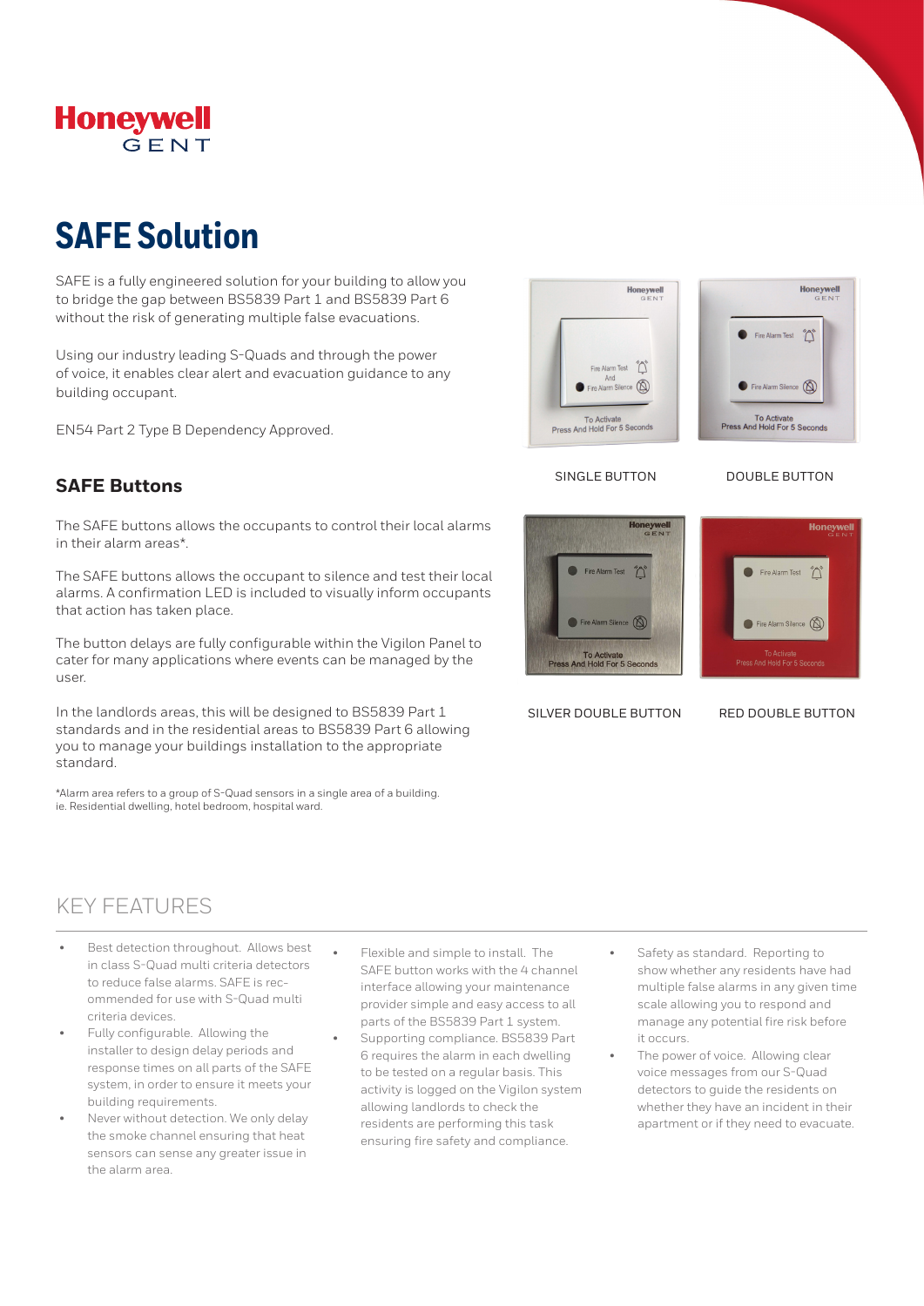Honeywell GENT

# SAFE Solution

SAFE is a fully engineered solution for your building to allow you to bridge the gap between BS5839 Part 1 and BS5839 Part 6 without the risk of generating multiple false evacuations.

Using our industry leading S-Quads and through the power of voice, it enables clear alert and evacuation guidance to any building occupant.

EN54 Part 2 Type B Dependency Approved.

## SAFE Buttons

The SAFE buttons allows the occupants to control their local alarms in their alarm areas*.

The SAFE buttons allows the occupant to silence and test their local alarms. A confirmation LED is included to visually inform occupants that action has taken place.

The button delays are fully configurable within the Vigilon Panel to cater for many applications where events can be managed by the user.

In the landlords areas, this will be designed to BS5839 Part 1 standards and in the residential areas to BS5839 Part 6 allowing you to manage your buildings installation to the appropriate standard.

*Alarm area refers to a group of S-Quad sensors in a single area of a building. ie. Residential dwelling, hotel bedroom, hospital ward.

SINGLE BUTTON

DOUBLE BUTTON

SILVER DOUBLE BUTTON

RED DOUBLE BUTTON

## KEY FEATURES

- Best detection throughout. Allows best in class S-Quad multi criteria detectors to reduce false alarms. SAFE is recommended for use with S-Quad multi criteria devices.
- Fully configurable. Allowing the installer to design delay periods and response times on all parts of the SAFE system, in order to ensure it meets your building requirements.
- Never without detection. We only delay the smoke channel ensuring that heat sensors can sense any greater issue in the alarm area.
- Flexible and simple to install. The SAFE button works with the 4 channel interface allowing your maintenance provider simple and easy access to all parts of the BS5839 Part 1 system.
- Supporting compliance. BS5839 Part 6 requires the alarm in each dwelling to be tested on a regular basis. This activity is logged on the Vigilon system allowing landlords to check the residents are performing this task ensuring fire safety and compliance.
- Safety as standard. Reporting to show whether any residents have had multiple false alarms in any given time scale allowing you to respond and manage any potential fire risk before it occurs.
- The power of voice. Allowing clear voice messages from our S-Quad detectors to guide the residents on whether they have an incident in their apartment or if they need to evacuate.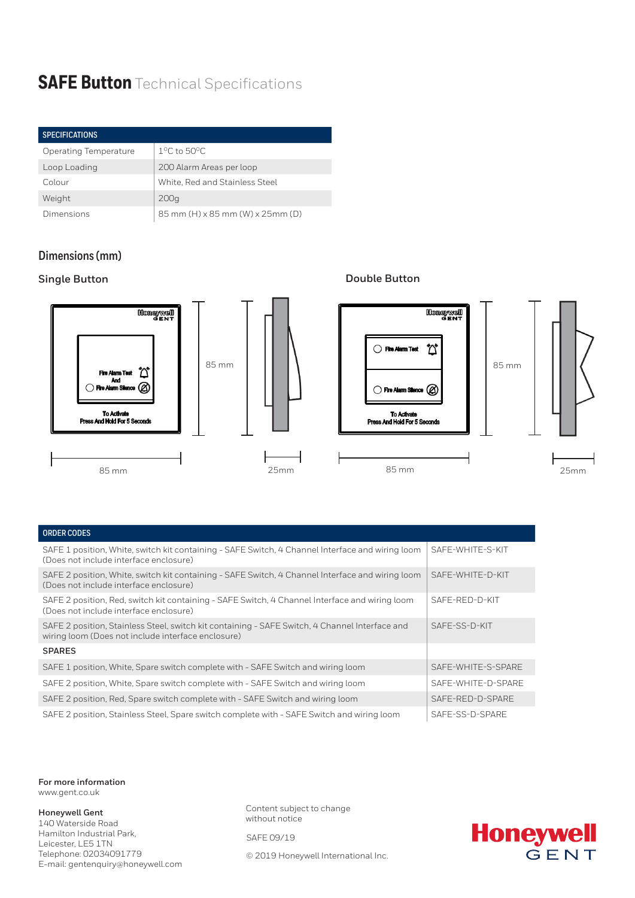# **SAFE Button** Technical Specifications

| SPECIFICATIONS | |
|---|---|
| Operating Temperature | 1⁰C to 50⁰C |
| Loop Loading | 200 Alarm Areas per loop |
| Colour | White, Red and Stainless Steel |
| Weight | 200g |
| Dimensions | 85 mm (H) x 85 mm (W) x 25mm (D) |

## Dimensions (mm)

### Single Button

Honeywell GENT
Fire Alarm Test And Fire Alarm Silence
To Activate Press And Hold For 5 Seconds
85 mm
85 mm
25mm

### Double Button

Honeywell GENT
Fire Alarm Test
Fire Alarm Silence
To Activate Press And Hold For 5 Seconds
85 mm
85 mm
25mm

| ORDER CODES | |
|---|---|
| SAFE 1 position, White, switch kit containing - SAFE Switch, 4 Channel Interface and wiring loom (Does not include interface enclosure) | SAFE-WHITE-S-KIT |
| SAFE 2 position, White, switch kit containing - SAFE Switch, 4 Channel Interface and wiring loom (Does not include interface enclosure) | SAFE-WHITE-D-KIT |
| SAFE 2 position, Red, switch kit containing - SAFE Switch, 4 Channel Interface and wiring loom (Does not include interface enclosure) | SAFE-RED-D-KIT |
| SAFE 2 position, Stainless Steel, switch kit containing - SAFE Switch, 4 Channel Interface and wiring loom (Does not include interface enclosure) | SAFE-SS-D-KIT |
| SPARES | |
| SAFE 1 position, White, Spare switch complete with - SAFE Switch and wiring loom | SAFE-WHITE-S-SPARE |
| SAFE 2 position, White, Spare switch complete with - SAFE Switch and wiring loom | SAFE-WHITE-D-SPARE |
| SAFE 2 position, Red, Spare switch complete with - SAFE Switch and wiring loom | SAFE-RED-D-SPARE |
| SAFE 2 position, Stainless Steel, Spare switch complete with - SAFE Switch and wiring loom | SAFE-SS-D-SPARE |

**For more information**
www.gent.co.uk

**Honeywell Gent**
140 Waterside Road
Hamilton Industrial Park,
Leicester, LE5 1TN
Telephone: 02034091779
E-mail: gentenquiry@honeywell.com

Content subject to change without notice

SAFE 09/19

© 2019 Honeywell International Inc.

Honeywell GENT